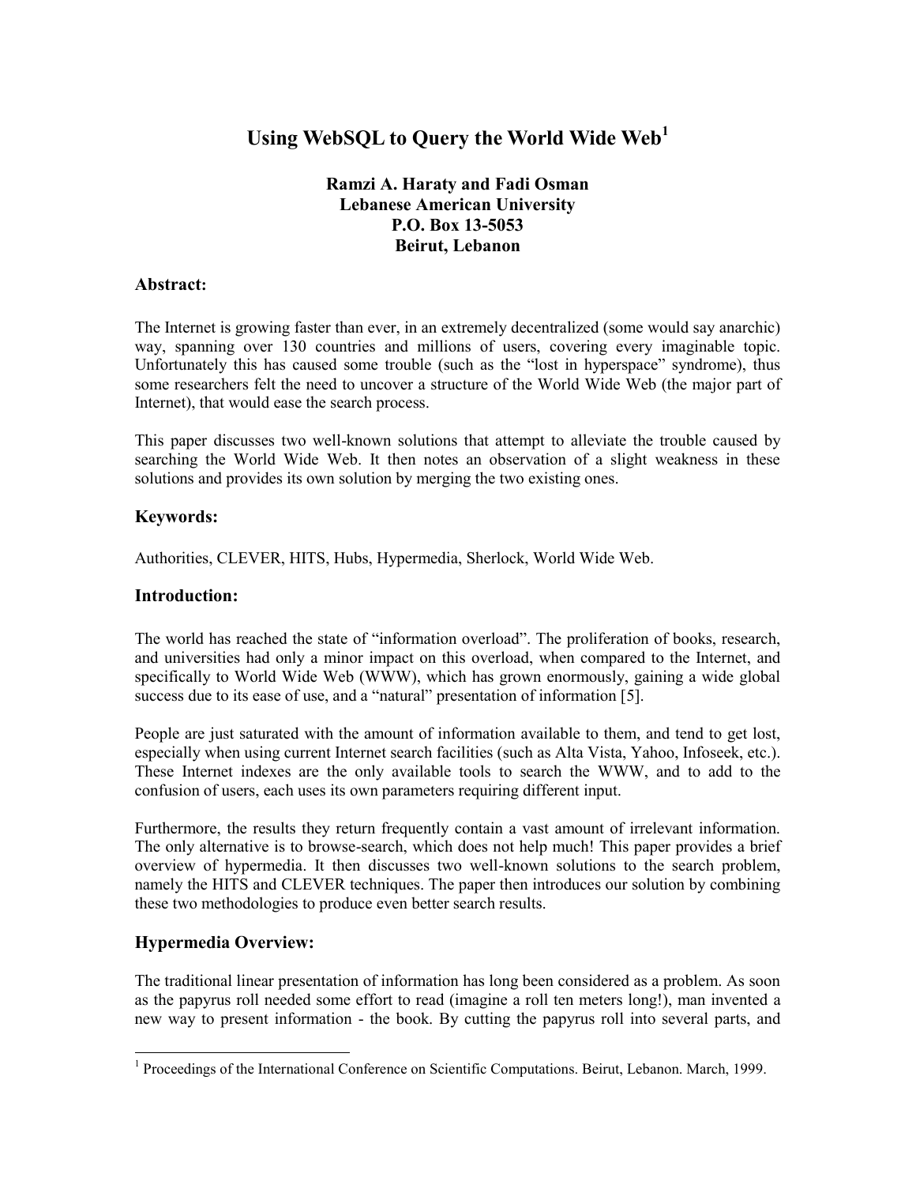# Using WebSQL to Query the World Wide Web[1]

**Ramzi A. Haraty and Fadi Osman**
**Lebanese American University**
**P.O. Box 13-5053**
**Beirut, Lebanon**

## Abstract:

The Internet is growing faster than ever, in an extremely decentralized (some would say anarchic) way, spanning over 130 countries and millions of users, covering every imaginable topic. Unfortunately this has caused some trouble (such as the "lost in hyperspace" syndrome), thus some researchers felt the need to uncover a structure of the World Wide Web (the major part of Internet), that would ease the search process.

This paper discusses two well-known solutions that attempt to alleviate the trouble caused by searching the World Wide Web. It then notes an observation of a slight weakness in these solutions and provides its own solution by merging the two existing ones.

## Keywords:

Authorities, CLEVER, HITS, Hubs, Hypermedia, Sherlock, World Wide Web.

## Introduction:

The world has reached the state of "information overload". The proliferation of books, research, and universities had only a minor impact on this overload, when compared to the Internet, and specifically to World Wide Web (WWW), which has grown enormously, gaining a wide global success due to its ease of use, and a "natural" presentation of information [5].

People are just saturated with the amount of information available to them, and tend to get lost, especially when using current Internet search facilities (such as Alta Vista, Yahoo, Infoseek, etc.). These Internet indexes are the only available tools to search the WWW, and to add to the confusion of users, each uses its own parameters requiring different input.

Furthermore, the results they return frequently contain a vast amount of irrelevant information. The only alternative is to browse-search, which does not help much! This paper provides a brief overview of hypermedia. It then discusses two well-known solutions to the search problem, namely the HITS and CLEVER techniques. The paper then introduces our solution by combining these two methodologies to produce even better search results.

## Hypermedia Overview:

The traditional linear presentation of information has long been considered as a problem. As soon as the papyrus roll needed some effort to read (imagine a roll ten meters long!), man invented a new way to present information - the book. By cutting the papyrus roll into several parts, and

[1] Proceedings of the International Conference on Scientific Computations. Beirut, Lebanon. March, 1999.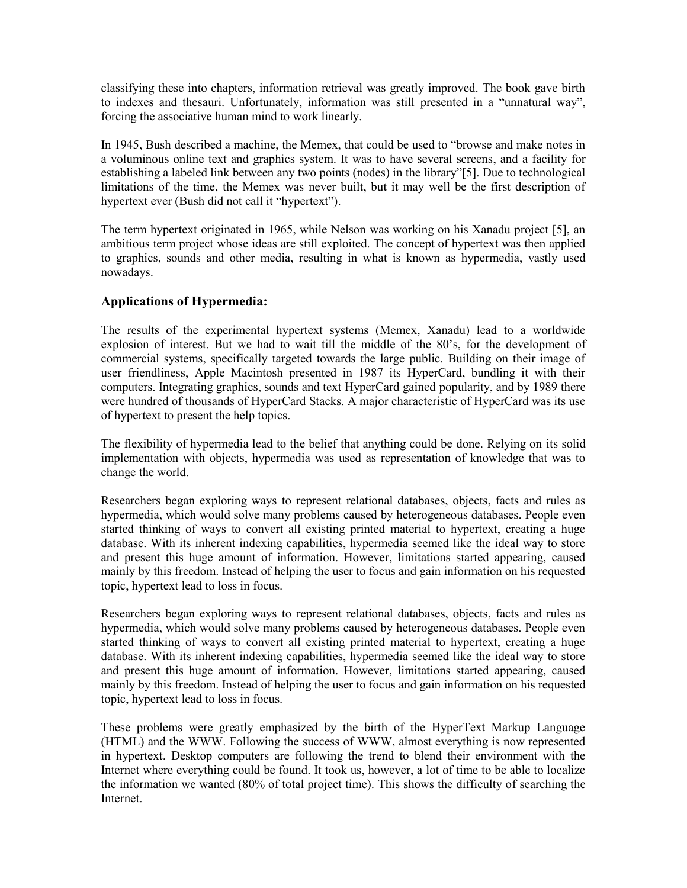classifying these into chapters, information retrieval was greatly improved. The book gave birth to indexes and thesauri. Unfortunately, information was still presented in a "unnatural way", forcing the associative human mind to work linearly.

In 1945, Bush described a machine, the Memex, that could be used to "browse and make notes in a voluminous online text and graphics system. It was to have several screens, and a facility for establishing a labeled link between any two points (nodes) in the library"[5]. Due to technological limitations of the time, the Memex was never built, but it may well be the first description of hypertext ever (Bush did not call it "hypertext").

The term hypertext originated in 1965, while Nelson was working on his Xanadu project [5], an ambitious term project whose ideas are still exploited. The concept of hypertext was then applied to graphics, sounds and other media, resulting in what is known as hypermedia, vastly used nowadays.

## Applications of Hypermedia:

The results of the experimental hypertext systems (Memex, Xanadu) lead to a worldwide explosion of interest. But we had to wait till the middle of the 80's, for the development of commercial systems, specifically targeted towards the large public. Building on their image of user friendliness, Apple Macintosh presented in 1987 its HyperCard, bundling it with their computers. Integrating graphics, sounds and text HyperCard gained popularity, and by 1989 there were hundred of thousands of HyperCard Stacks. A major characteristic of HyperCard was its use of hypertext to present the help topics.

The flexibility of hypermedia lead to the belief that anything could be done. Relying on its solid implementation with objects, hypermedia was used as representation of knowledge that was to change the world.

Researchers began exploring ways to represent relational databases, objects, facts and rules as hypermedia, which would solve many problems caused by heterogeneous databases. People even started thinking of ways to convert all existing printed material to hypertext, creating a huge database. With its inherent indexing capabilities, hypermedia seemed like the ideal way to store and present this huge amount of information. However, limitations started appearing, caused mainly by this freedom. Instead of helping the user to focus and gain information on his requested topic, hypertext lead to loss in focus.

Researchers began exploring ways to represent relational databases, objects, facts and rules as hypermedia, which would solve many problems caused by heterogeneous databases. People even started thinking of ways to convert all existing printed material to hypertext, creating a huge database. With its inherent indexing capabilities, hypermedia seemed like the ideal way to store and present this huge amount of information. However, limitations started appearing, caused mainly by this freedom. Instead of helping the user to focus and gain information on his requested topic, hypertext lead to loss in focus.

These problems were greatly emphasized by the birth of the HyperText Markup Language (HTML) and the WWW. Following the success of WWW, almost everything is now represented in hypertext. Desktop computers are following the trend to blend their environment with the Internet where everything could be found. It took us, however, a lot of time to be able to localize the information we wanted (80% of total project time). This shows the difficulty of searching the Internet.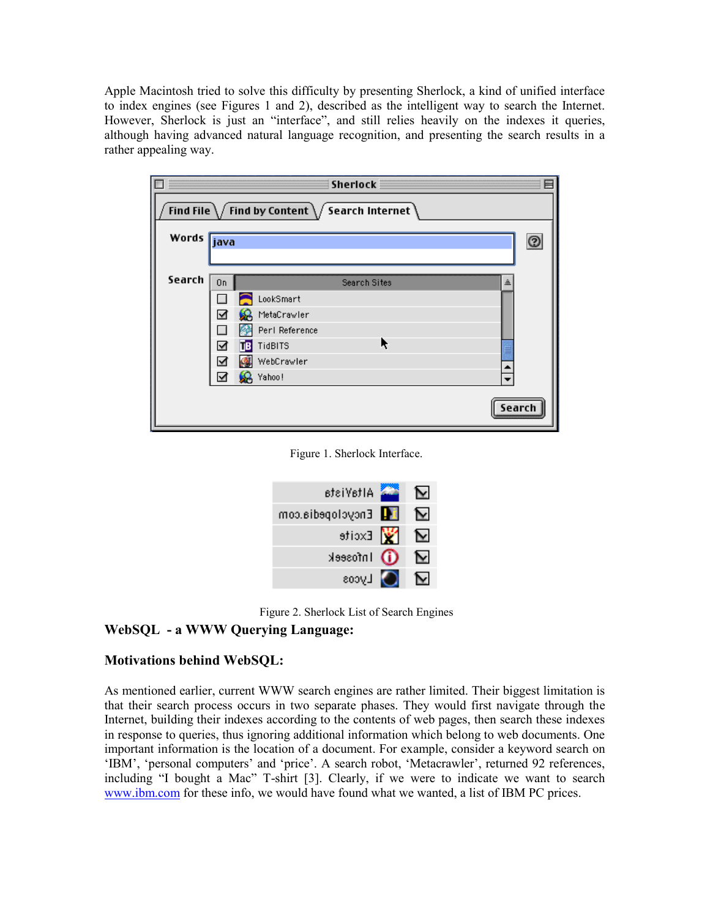Apple Macintosh tried to solve this difficulty by presenting Sherlock, a kind of unified interface to index engines (see Figures 1 and 2), described as the intelligent way to search the Internet. However, Sherlock is just an "interface", and still relies heavily on the indexes it queries, although having advanced natural language recognition, and presenting the search results in a rather appealing way.

Figure 1. Sherlock Interface.

Figure 2. Sherlock List of Search Engines

## WebSQL - a WWW Querying Language:

### Motivations behind WebSQL:

As mentioned earlier, current WWW search engines are rather limited. Their biggest limitation is that their search process occurs in two separate phases. They would first navigate through the Internet, building their indexes according to the contents of web pages, then search these indexes in response to queries, thus ignoring additional information which belong to web documents. One important information is the location of a document. For example, consider a keyword search on 'IBM', 'personal computers' and 'price'. A search robot, 'Metacrawler', returned 92 references, including "I bought a Mac" T-shirt [3]. Clearly, if we were to indicate we want to search www.ibm.com for these info, we would have found what we wanted, a list of IBM PC prices.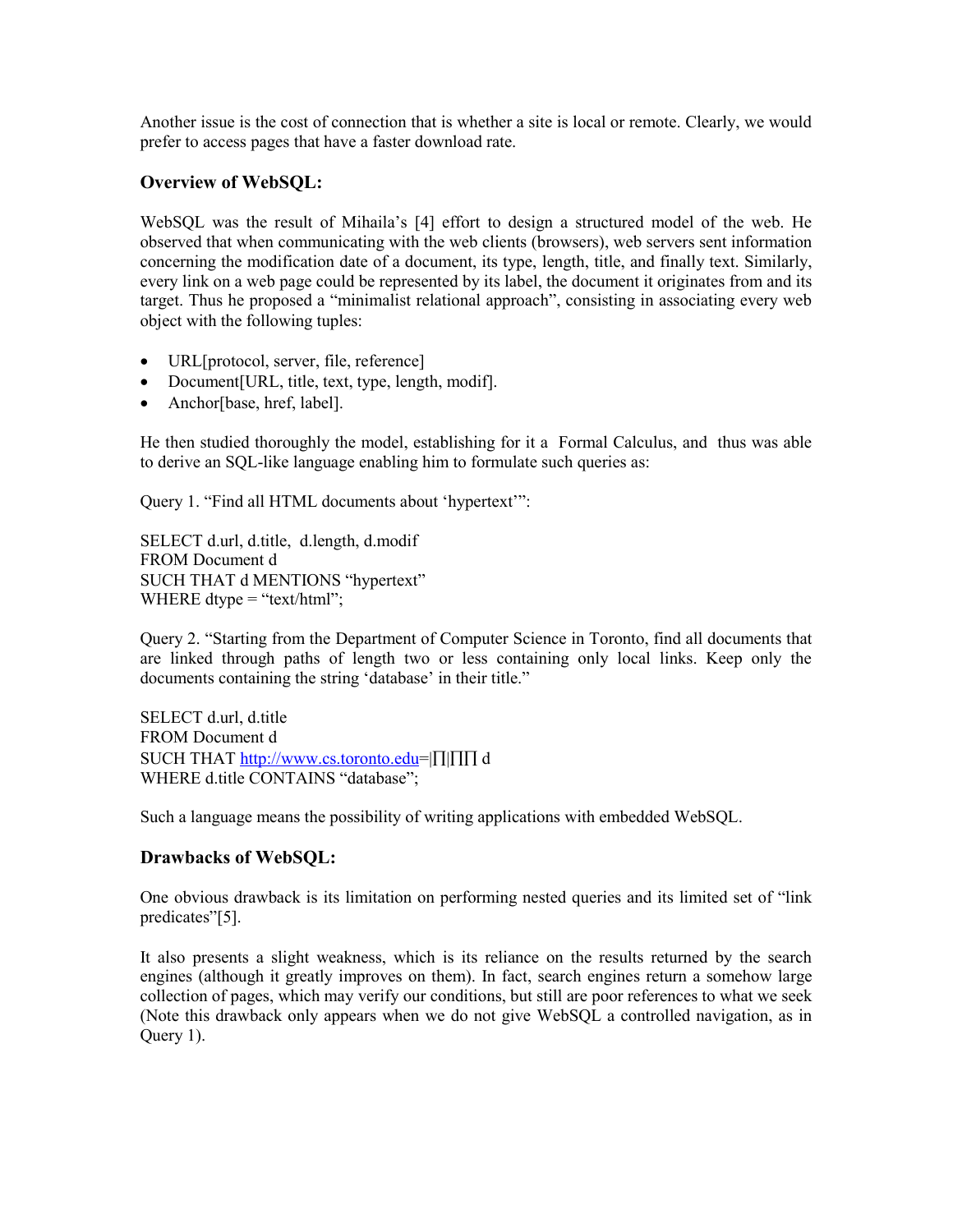Another issue is the cost of connection that is whether a site is local or remote. Clearly, we would prefer to access pages that have a faster download rate.

### Overview of WebSQL:

WebSQL was the result of Mihaila's [4] effort to design a structured model of the web. He observed that when communicating with the web clients (browsers), web servers sent information concerning the modification date of a document, its type, length, title, and finally text. Similarly, every link on a web page could be represented by its label, the document it originates from and its target. Thus he proposed a "minimalist relational approach", consisting in associating every web object with the following tuples:

- URL[protocol, server, file, reference]
- Document[URL, title, text, type, length, modif].
- Anchor[base, href, label].

He then studied thoroughly the model, establishing for it a Formal Calculus, and thus was able to derive an SQL-like language enabling him to formulate such queries as:

Query 1. "Find all HTML documents about 'hypertext'":

```
SELECT d.url, d.title,  d.length, d.modif
FROM Document d
SUCH THAT d MENTIONS "hypertext"
WHERE dtype = "text/html";
```

Query 2. "Starting from the Department of Computer Science in Toronto, find all documents that are linked through paths of length two or less containing only local links. Keep only the documents containing the string 'database' in their title."

```
SELECT d.url, d.title
FROM Document d
SUCH THAT http://www.cs.toronto.edu=|∏|∏∏ d
WHERE d.title CONTAINS "database";
```

Such a language means the possibility of writing applications with embedded WebSQL.

### Drawbacks of WebSQL:

One obvious drawback is its limitation on performing nested queries and its limited set of "link predicates"[5].

It also presents a slight weakness, which is its reliance on the results returned by the search engines (although it greatly improves on them). In fact, search engines return a somehow large collection of pages, which may verify our conditions, but still are poor references to what we seek (Note this drawback only appears when we do not give WebSQL a controlled navigation, as in Query 1).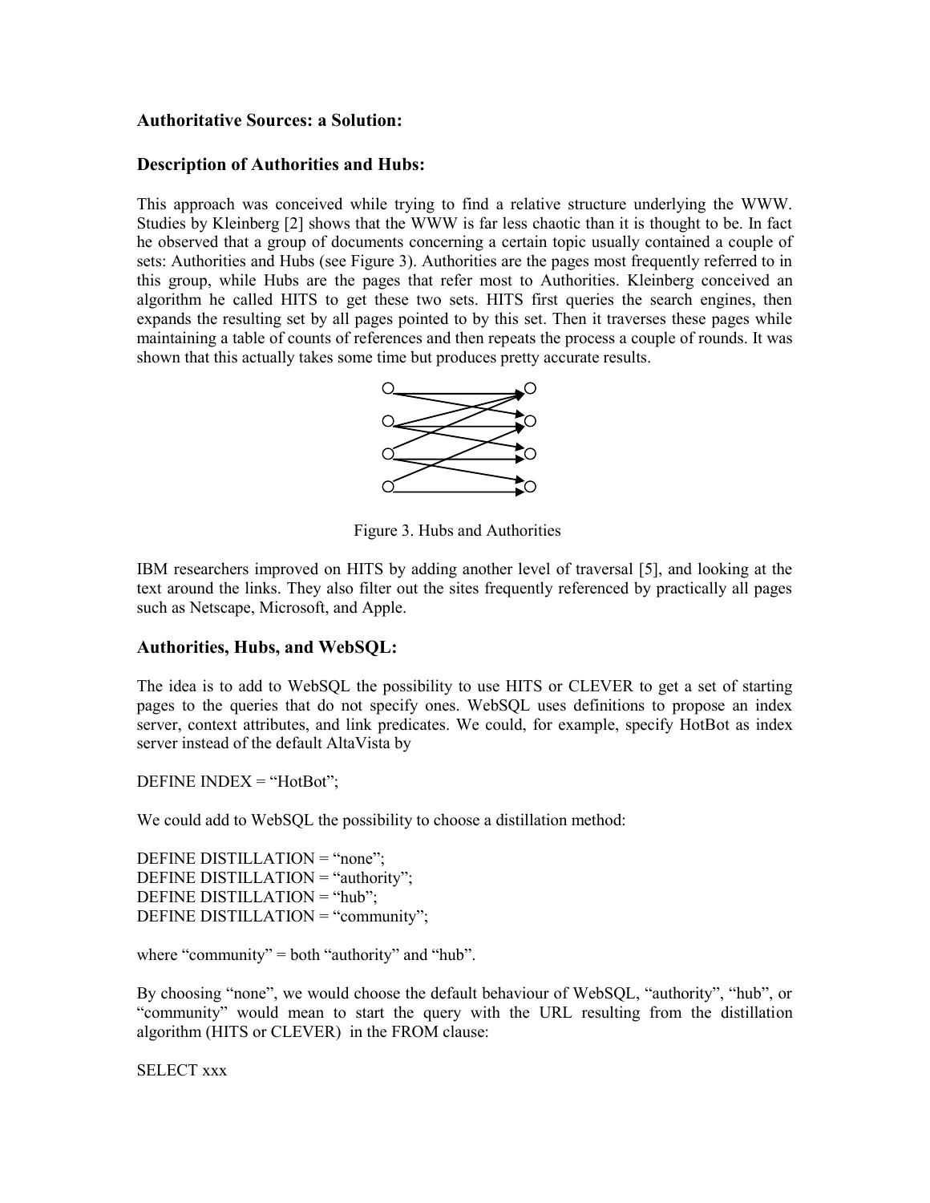### Authoritative Sources: a Solution:

### Description of Authorities and Hubs:

This approach was conceived while trying to find a relative structure underlying the WWW. Studies by Kleinberg [2] shows that the WWW is far less chaotic than it is thought to be. In fact he observed that a group of documents concerning a certain topic usually contained a couple of sets: Authorities and Hubs (see Figure 3). Authorities are the pages most frequently referred to in this group, while Hubs are the pages that refer most to Authorities. Kleinberg conceived an algorithm he called HITS to get these two sets. HITS first queries the search engines, then expands the resulting set by all pages pointed to by this set. Then it traverses these pages while maintaining a table of counts of references and then repeats the process a couple of rounds. It was shown that this actually takes some time but produces pretty accurate results.

Figure 3. Hubs and Authorities

IBM researchers improved on HITS by adding another level of traversal [5], and looking at the text around the links. They also filter out the sites frequently referenced by practically all pages such as Netscape, Microsoft, and Apple.

### Authorities, Hubs, and WebSQL:

The idea is to add to WebSQL the possibility to use HITS or CLEVER to get a set of starting pages to the queries that do not specify ones. WebSQL uses definitions to propose an index server, context attributes, and link predicates. We could, for example, specify HotBot as index server instead of the default AltaVista by

```
DEFINE INDEX = “HotBot”;
```

We could add to WebSQL the possibility to choose a distillation method:

```
DEFINE DISTILLATION = “none”;
DEFINE DISTILLATION = “authority”;
DEFINE DISTILLATION = “hub”;
DEFINE DISTILLATION = “community”;
```

where “community” = both “authority” and “hub”.

By choosing “none”, we would choose the default behaviour of WebSQL, “authority”, “hub”, or “community” would mean to start the query with the URL resulting from the distillation algorithm (HITS or CLEVER) in the FROM clause:

```
SELECT xxx
```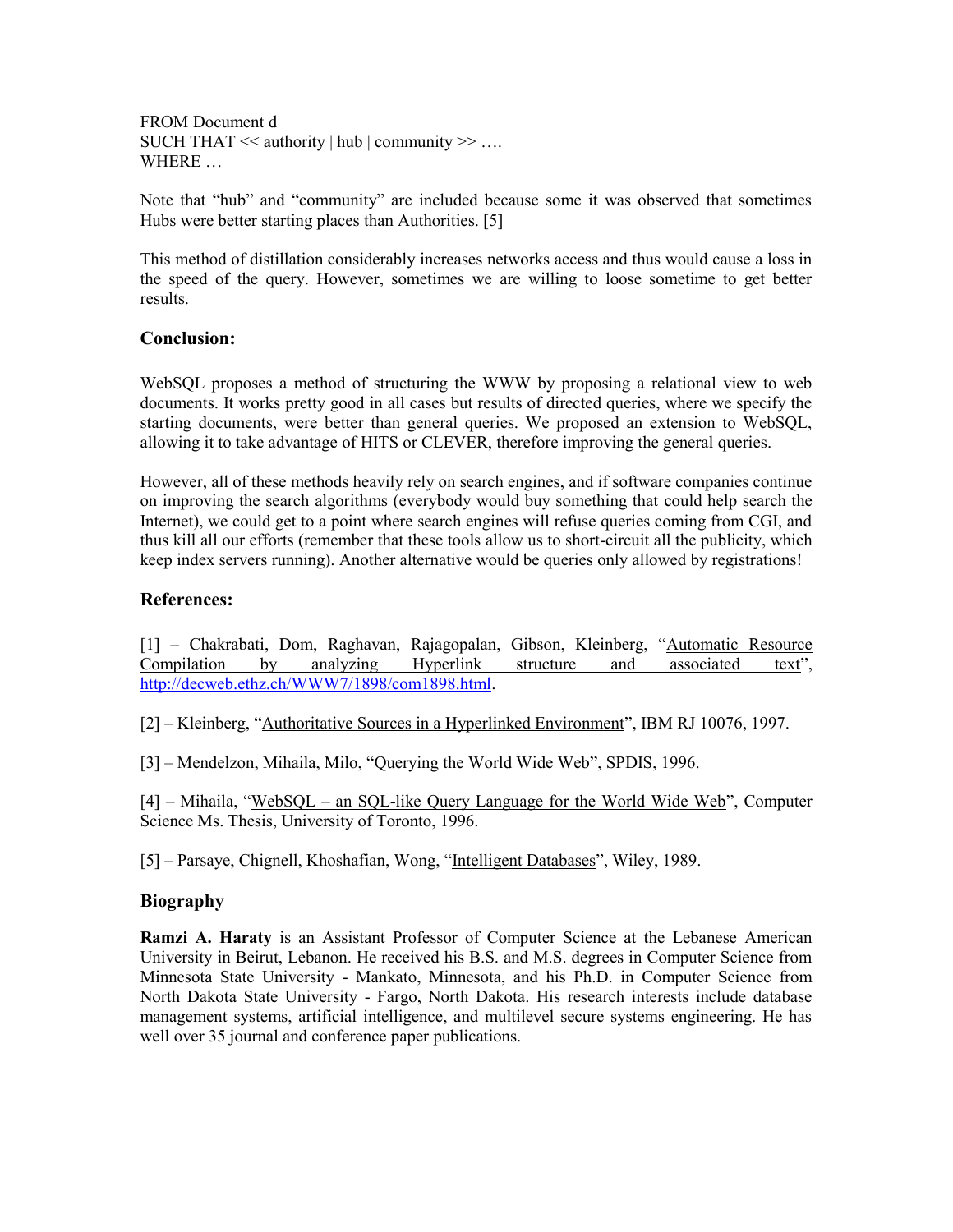FROM Document d
SUCH THAT << authority | hub | community >> ….
WHERE …

Note that "hub" and "community" are included because some it was observed that sometimes Hubs were better starting places than Authorities. [5]

This method of distillation considerably increases networks access and thus would cause a loss in the speed of the query. However, sometimes we are willing to loose sometime to get better results.

## Conclusion:

WebSQL proposes a method of structuring the WWW by proposing a relational view to web documents. It works pretty good in all cases but results of directed queries, where we specify the starting documents, were better than general queries. We proposed an extension to WebSQL, allowing it to take advantage of HITS or CLEVER, therefore improving the general queries.

However, all of these methods heavily rely on search engines, and if software companies continue on improving the search algorithms (everybody would buy something that could help search the Internet), we could get to a point where search engines will refuse queries coming from CGI, and thus kill all our efforts (remember that these tools allow us to short-circuit all the publicity, which keep index servers running). Another alternative would be queries only allowed by registrations!

## References:

[1] – Chakrabati, Dom, Raghavan, Rajagopalan, Gibson, Kleinberg, "Automatic Resource Compilation by analyzing Hyperlink structure and associated text", http://decweb.ethz.ch/WWW7/1898/com1898.html.

[2] – Kleinberg, "Authoritative Sources in a Hyperlinked Environment", IBM RJ 10076, 1997.

[3] – Mendelzon, Mihaila, Milo, "Querying the World Wide Web", SPDIS, 1996.

[4] – Mihaila, "WebSQL – an SQL-like Query Language for the World Wide Web", Computer Science Ms. Thesis, University of Toronto, 1996.

[5] – Parsaye, Chignell, Khoshafian, Wong, "Intelligent Databases", Wiley, 1989.

## Biography

**Ramzi A. Haraty** is an Assistant Professor of Computer Science at the Lebanese American University in Beirut, Lebanon. He received his B.S. and M.S. degrees in Computer Science from Minnesota State University - Mankato, Minnesota, and his Ph.D. in Computer Science from North Dakota State University - Fargo, North Dakota. His research interests include database management systems, artificial intelligence, and multilevel secure systems engineering. He has well over 35 journal and conference paper publications.